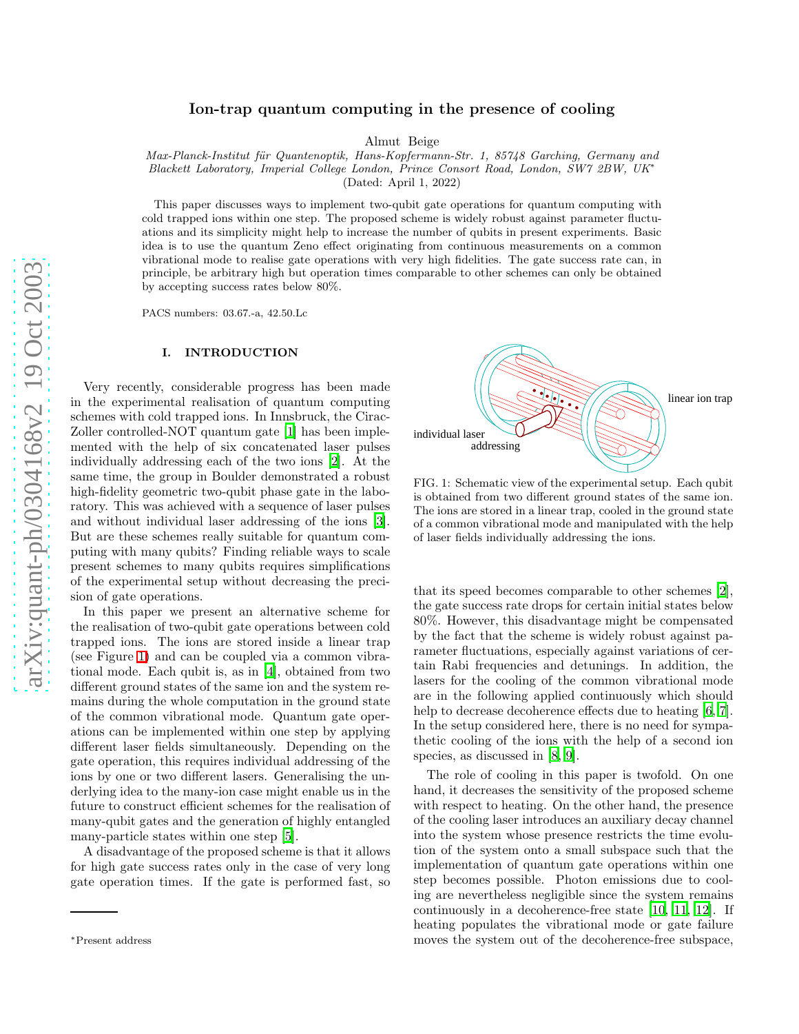# Ion-trap quantum computing in the presence of cooling

Almut Beige

*Max-Planck-Institut für Quantenoptik, Hans-Kopfermann-Str. 1, 85748 Garching, Germany and Blackett Laboratory, Imperial College London, Prince Consort Road, London, SW7 2BW, UK*[*]

(Dated: April 1, 2022)

This paper discusses ways to implement two-qubit gate operations for quantum computing with cold trapped ions within one step. The proposed scheme is widely robust against parameter fluctuations and its simplicity might help to increase the number of qubits in present experiments. Basic idea is to use the quantum Zeno effect originating from continuous measurements on a common vibrational mode to realise gate operations with very high fidelities. The gate success rate can, in principle, be arbitrary high but operation times comparable to other schemes can only be obtained by accepting success rates below 80%.

PACS numbers: 03.67.-a, 42.50.Lc

## I. INTRODUCTION

Very recently, considerable progress has been made in the experimental realisation of quantum computing schemes with cold trapped ions. In Innsbruck, the Cirac-Zoller controlled-NOT quantum gate [1] has been implemented with the help of six concatenated laser pulses individually addressing each of the two ions [2]. At the same time, the group in Boulder demonstrated a robust high-fidelity geometric two-qubit phase gate in the laboratory. This was achieved with a sequence of laser pulses and without individual laser addressing of the ions [3]. But are these schemes really suitable for quantum computing with many qubits? Finding reliable ways to scale present schemes to many qubits requires simplifications of the experimental setup without decreasing the precision of gate operations.

In this paper we present an alternative scheme for the realisation of two-qubit gate operations between cold trapped ions. The ions are stored inside a linear trap (see Figure 1) and can be coupled via a common vibrational mode. Each qubit is, as in [4], obtained from two different ground states of the same ion and the system remains during the whole computation in the ground state of the common vibrational mode. Quantum gate operations can be implemented within one step by applying different laser fields simultaneously. Depending on the gate operation, this requires individual addressing of the ions by one or two different lasers. Generalising the underlying idea to the many-ion case might enable us in the future to construct efficient schemes for the realisation of many-qubit gates and the generation of highly entangled many-particle states within one step [5].

A disadvantage of the proposed scheme is that it allows for high gate success rates only in the case of very long gate operation times. If the gate is performed fast, so

FIG. 1: Schematic view of the experimental setup. Each qubit is obtained from two different ground states of the same ion. The ions are stored in a linear trap, cooled in the ground state of a common vibrational mode and manipulated with the help of laser fields individually addressing the ions.

that its speed becomes comparable to other schemes [2], the gate success rate drops for certain initial states below 80%. However, this disadvantage might be compensated by the fact that the scheme is widely robust against parameter fluctuations, especially against variations of certain Rabi frequencies and detunings. In addition, the lasers for the cooling of the common vibrational mode are in the following applied continuously which should help to decrease decoherence effects due to heating [6, 7]. In the setup considered here, there is no need for sympathetic cooling of the ions with the help of a second ion species, as discussed in [8, 9].

The role of cooling in this paper is twofold. On one hand, it decreases the sensitivity of the proposed scheme with respect to heating. On the other hand, the presence of the cooling laser introduces an auxiliary decay channel into the system whose presence restricts the time evolution of the system onto a small subspace such that the implementation of quantum gate operations within one step becomes possible. Photon emissions due to cooling are nevertheless negligible since the system remains continuously in a decoherence-free state [10, 11, 12]. If heating populates the vibrational mode or gate failure moves the system out of the decoherence-free subspace,

[*]Present address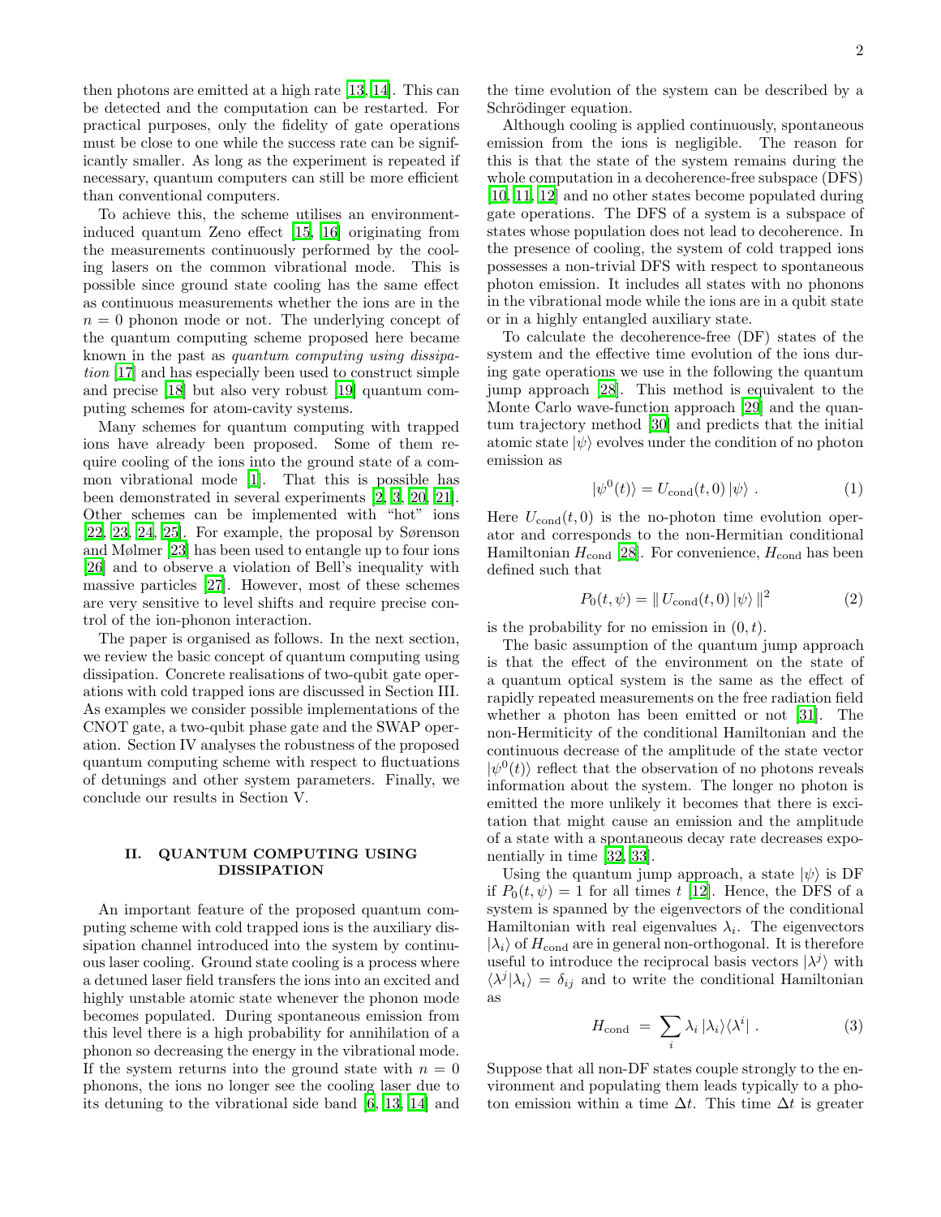then photons are emitted at a high rate [13, 14]. This can be detected and the computation can be restarted. For practical purposes, only the fidelity of gate operations must be close to one while the success rate can be significantly smaller. As long as the experiment is repeated if necessary, quantum computers can still be more efficient than conventional computers.

To achieve this, the scheme utilises an environment-induced quantum Zeno effect [15, 16] originating from the measurements continuously performed by the cooling lasers on the common vibrational mode. This is possible since ground state cooling has the same effect as continuous measurements whether the ions are in the $n = 0$ phonon mode or not. The underlying concept of the quantum computing scheme proposed here became known in the past as *quantum computing using dissipation* [17] and has especially been used to construct simple and precise [18] but also very robust [19] quantum computing schemes for atom-cavity systems.

Many schemes for quantum computing with trapped ions have already been proposed. Some of them require cooling of the ions into the ground state of a common vibrational mode [1]. That this is possible has been demonstrated in several experiments [2, 3, 20, 21]. Other schemes can be implemented with "hot" ions [22, 23, 24, 25]. For example, the proposal by Sørenson and Mølmer [23] has been used to entangle up to four ions [26] and to observe a violation of Bell's inequality with massive particles [27]. However, most of these schemes are very sensitive to level shifts and require precise control of the ion-phonon interaction.

The paper is organised as follows. In the next section, we review the basic concept of quantum computing using dissipation. Concrete realisations of two-qubit gate operations with cold trapped ions are discussed in Section III. As examples we consider possible implementations of the CNOT gate, a two-qubit phase gate and the SWAP operation. Section IV analyses the robustness of the proposed quantum computing scheme with respect to fluctuations of detunings and other system parameters. Finally, we conclude our results in Section V.

## II. QUANTUM COMPUTING USING DISSIPATION

An important feature of the proposed quantum computing scheme with cold trapped ions is the auxiliary dissipation channel introduced into the system by continuous laser cooling. Ground state cooling is a process where a detuned laser field transfers the ions into an excited and highly unstable atomic state whenever the phonon mode becomes populated. During spontaneous emission from this level there is a high probability for annihilation of a phonon so decreasing the energy in the vibrational mode. If the system returns into the ground state with $n = 0$ phonons, the ions no longer see the cooling laser due to its detuning to the vibrational side band [6, 13, 14] and the time evolution of the system can be described by a Schrödinger equation.

Although cooling is applied continuously, spontaneous emission from the ions is negligible. The reason for this is that the state of the system remains during the whole computation in a decoherence-free subspace (DFS) [10, 11, 12] and no other states become populated during gate operations. The DFS of a system is a subspace of states whose population does not lead to decoherence. In the presence of cooling, the system of cold trapped ions possesses a non-trivial DFS with respect to spontaneous photon emission. It includes all states with no phonons in the vibrational mode while the ions are in a qubit state or in a highly entangled auxiliary state.

To calculate the decoherence-free (DF) states of the system and the effective time evolution of the ions during gate operations we use in the following the quantum jump approach [28]. This method is equivalent to the Monte Carlo wave-function approach [29] and the quantum trajectory method [30] and predicts that the initial atomic state $|\psi\rangle$ evolves under the condition of no photon emission as

$$|\psi^0(t)\rangle = U_{\rm cond}(t,0)\,|\psi\rangle \, . \tag{1}$$

Here $U_{\rm cond}(t,0)$ is the no-photon time evolution operator and corresponds to the non-Hermitian conditional Hamiltonian $H_{\rm cond}$ [28]. For convenience, $H_{\rm cond}$ has been defined such that

$$P_0(t,\psi) = \|\, U_{\rm cond}(t,0)\,|\psi\rangle\,\|^2 \tag{2}$$

is the probability for no emission in $(0,t)$.

The basic assumption of the quantum jump approach is that the effect of the environment on the state of a quantum optical system is the same as the effect of rapidly repeated measurements on the free radiation field whether a photon has been emitted or not [31]. The non-Hermiticity of the conditional Hamiltonian and the continuous decrease of the amplitude of the state vector $|\psi^0(t)\rangle$ reflect that the observation of no photons reveals information about the system. The longer no photon is emitted the more unlikely it becomes that there is excitation that might cause an emission and the amplitude of a state with a spontaneous decay rate decreases exponentially in time [32, 33].

Using the quantum jump approach, a state $|\psi\rangle$ is DF if $P_0(t,\psi) = 1$ for all times $t$ [12]. Hence, the DFS of a system is spanned by the eigenvectors of the conditional Hamiltonian with real eigenvalues $\lambda_i$. The eigenvectors $|\lambda_i\rangle$ of $H_{\rm cond}$ are in general non-orthogonal. It is therefore useful to introduce the reciprocal basis vectors $|\lambda^j\rangle$ with $\langle\lambda^j|\lambda_i\rangle = \delta_{ij}$ and to write the conditional Hamiltonian as

$$H_{\rm cond} \; = \; \sum_i \lambda_i \, |\lambda_i\rangle\langle\lambda^i| \, . \tag{3}$$

Suppose that all non-DF states couple strongly to the environment and populating them leads typically to a photon emission within a time $\Delta t$. This time $\Delta t$ is greater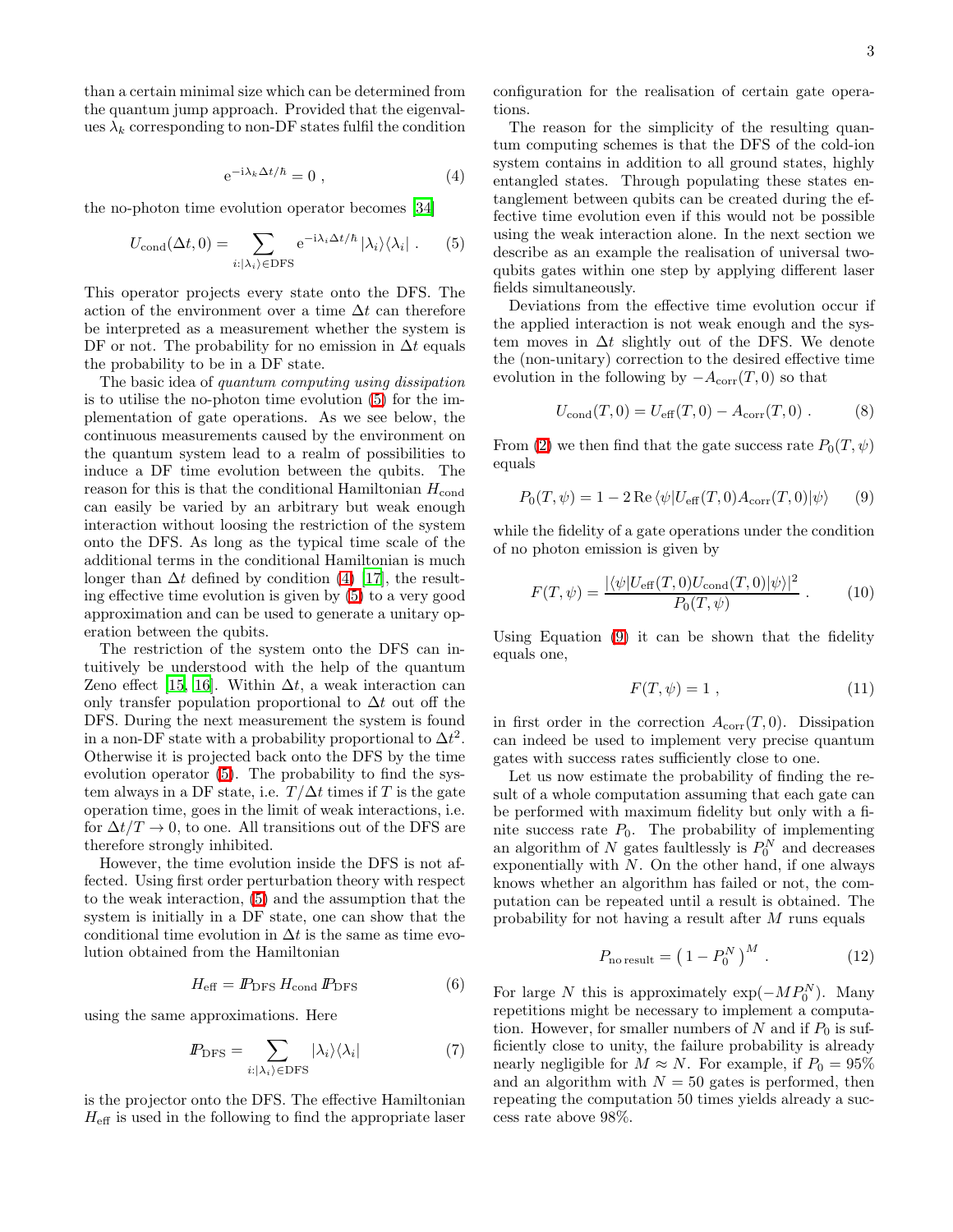than a certain minimal size which can be determined from the quantum jump approach. Provided that the eigenvalues $\lambda_k$ corresponding to non-DF states fulfil the condition

$$
\mathrm{e}^{-\mathrm{i}\lambda_k \Delta t/\hbar} = 0 \ , \tag{4}
$$

the no-photon time evolution operator becomes [34]

$$
U_{\rm cond}(\Delta t, 0) = \sum_{i:|\lambda_i\rangle \in {\rm DFS}} \mathrm{e}^{-\mathrm{i}\lambda_i \Delta t/\hbar} \, |\lambda_i\rangle\langle\lambda_i| \ . \tag{5}
$$

This operator projects every state onto the DFS. The action of the environment over a time $\Delta t$ can therefore be interpreted as a measurement whether the system is DF or not. The probability for no emission in $\Delta t$ equals the probability to be in a DF state.

The basic idea of *quantum computing using dissipation* is to utilise the no-photon time evolution (5) for the implementation of gate operations. As we see below, the continuous measurements caused by the environment on the quantum system lead to a realm of possibilities to induce a DF time evolution between the qubits. The reason for this is that the conditional Hamiltonian $H_{\rm cond}$ can easily be varied by an arbitrary but weak enough interaction without loosing the restriction of the system onto the DFS. As long as the typical time scale of the additional terms in the conditional Hamiltonian is much longer than $\Delta t$ defined by condition (4) [17], the resulting effective time evolution is given by (5) to a very good approximation and can be used to generate a unitary operation between the qubits.

The restriction of the system onto the DFS can intuitively be understood with the help of the quantum Zeno effect [15, 16]. Within $\Delta t$, a weak interaction can only transfer population proportional to $\Delta t$ out off the DFS. During the next measurement the system is found in a non-DF state with a probability proportional to $\Delta t^2$. Otherwise it is projected back onto the DFS by the time evolution operator (5). The probability to find the system always in a DF state, i.e. $T/\Delta t$ times if $T$ is the gate operation time, goes in the limit of weak interactions, i.e. for $\Delta t/T \to 0$, to one. All transitions out of the DFS are therefore strongly inhibited.

However, the time evolution inside the DFS is not affected. Using first order perturbation theory with respect to the weak interaction, (5) and the assumption that the system is initially in a DF state, one can show that the conditional time evolution in $\Delta t$ is the same as time evolution obtained from the Hamiltonian

$$
H_{\rm eff} = I\!P_{\rm DFS} \, H_{\rm cond} \, I\!P_{\rm DFS} \tag{6}
$$

using the same approximations. Here

$$
I\!P_{\rm DFS} = \sum_{i:|\lambda_i\rangle \in {\rm DFS}} |\lambda_i\rangle\langle\lambda_i| \tag{7}
$$

is the projector onto the DFS. The effective Hamiltonian $H_{\rm eff}$ is used in the following to find the appropriate laser configuration for the realisation of certain gate operations.

The reason for the simplicity of the resulting quantum computing schemes is that the DFS of the cold-ion system contains in addition to all ground states, highly entangled states. Through populating these states entanglement between qubits can be created during the effective time evolution even if this would not be possible using the weak interaction alone. In the next section we describe as an example the realisation of universal two-qubits gates within one step by applying different laser fields simultaneously.

Deviations from the effective time evolution occur if the applied interaction is not weak enough and the system moves in $\Delta t$ slightly out of the DFS. We denote the (non-unitary) correction to the desired effective time evolution in the following by $-A_{\rm corr}(T,0)$ so that

$$
U_{\rm cond}(T,0) = U_{\rm eff}(T,0) - A_{\rm corr}(T,0) \ . \tag{8}
$$

From (2) we then find that the gate success rate $P_0(T,\psi)$ equals

$$
P_0(T,\psi) = 1 - 2\,{\rm Re}\,\langle\psi|U_{\rm eff}(T,0)A_{\rm corr}(T,0)|\psi\rangle \tag{9}
$$

while the fidelity of a gate operations under the condition of no photon emission is given by

$$
F(T,\psi) = \frac{|\langle\psi|U_{\rm eff}(T,0)U_{\rm cond}(T,0)|\psi\rangle|^2}{P_0(T,\psi)} \ . \tag{10}
$$

Using Equation (9) it can be shown that the fidelity equals one,

$$
F(T,\psi) = 1 \ , \tag{11}
$$

in first order in the correction $A_{\rm corr}(T,0)$. Dissipation can indeed be used to implement very precise quantum gates with success rates sufficiently close to one.

Let us now estimate the probability of finding the result of a whole computation assuming that each gate can be performed with maximum fidelity but only with a finite success rate $P_0$. The probability of implementing an algorithm of $N$ gates faultlessly is $P_0^N$ and decreases exponentially with $N$. On the other hand, if one always knows whether an algorithm has failed or not, the computation can be repeated until a result is obtained. The probability for not having a result after $M$ runs equals

$$
P_{\rm no\,result} = \left(1 - P_0^N\right)^M \ . \tag{12}
$$

For large $N$ this is approximately $\exp(-MP_0^N)$. Many repetitions might be necessary to implement a computation. However, for smaller numbers of $N$ and if $P_0$ is sufficiently close to unity, the failure probability is already nearly negligible for $M \approx N$. For example, if $P_0 = 95\%$ and an algorithm with $N = 50$ gates is performed, then repeating the computation 50 times yields already a success rate above 98%.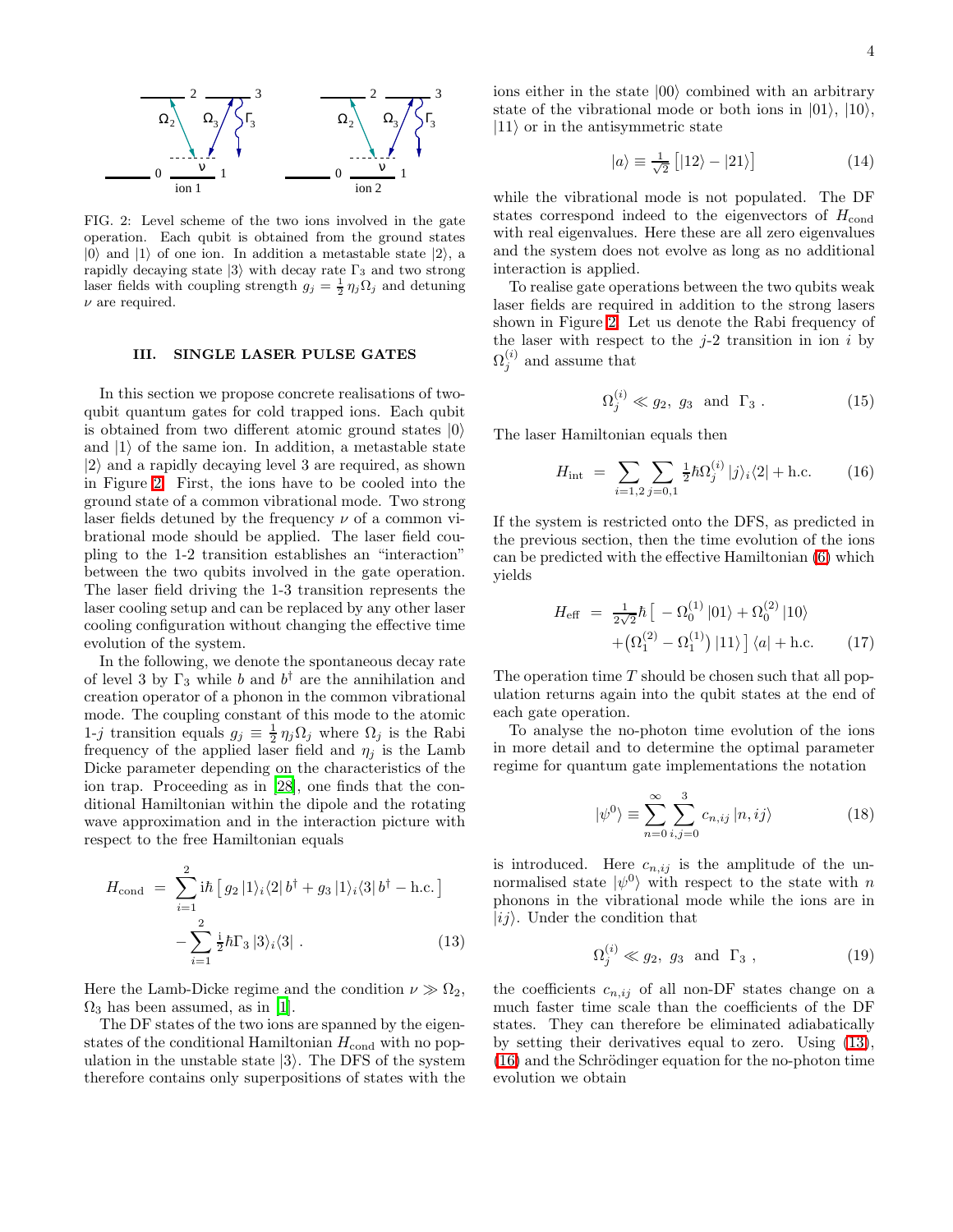FIG. 2: Level scheme of the two ions involved in the gate operation. Each qubit is obtained from the ground states $|0\rangle$ and $|1\rangle$ of one ion. In addition a metastable state $|2\rangle$, a rapidly decaying state $|3\rangle$ with decay rate $\Gamma_3$ and two strong laser fields with coupling strength $g_j = \frac{1}{2}\,\eta_j\Omega_j$ and detuning $\nu$ are required.

## III. SINGLE LASER PULSE GATES

In this section we propose concrete realisations of two-qubit quantum gates for cold trapped ions. Each qubit is obtained from two different atomic ground states $|0\rangle$ and $|1\rangle$ of the same ion. In addition, a metastable state $|2\rangle$ and a rapidly decaying level 3 are required, as shown in Figure 2. First, the ions have to be cooled into the ground state of a common vibrational mode. Two strong laser fields detuned by the frequency $\nu$ of a common vibrational mode should be applied. The laser field coupling to the 1-2 transition establishes an "interaction" between the two qubits involved in the gate operation. The laser field driving the 1-3 transition represents the laser cooling setup and can be replaced by any other laser cooling configuration without changing the effective time evolution of the system.

In the following, we denote the spontaneous decay rate of level 3 by $\Gamma_3$ while $b$ and $b^\dagger$ are the annihilation and creation operator of a phonon in the common vibrational mode. The coupling constant of this mode to the atomic 1-$j$ transition equals $g_j \equiv \frac{1}{2}\,\eta_j\Omega_j$ where $\Omega_j$ is the Rabi frequency of the applied laser field and $\eta_j$ is the Lamb Dicke parameter depending on the characteristics of the ion trap. Proceeding as in [28], one finds that the conditional Hamiltonian within the dipole and the rotating wave approximation and in the interaction picture with respect to the free Hamiltonian equals

$$
\begin{aligned}
H_{\rm cond} \;=\; & \sum_{i=1}^{2} {\rm i}\hbar \left[\, g_2\, |1\rangle_i\langle 2|\, b^\dagger + g_3\, |1\rangle_i\langle 3|\, b^\dagger - {\rm h.c.} \,\right] \\
& - \sum_{i=1}^{2} \tfrac{\rm i}{2}\hbar\Gamma_3\, |3\rangle_i\langle 3| \;. \qquad (13)
\end{aligned}
$$

Here the Lamb-Dicke regime and the condition $\nu \gg \Omega_2$, $\Omega_3$ has been assumed, as in [1].

The DF states of the two ions are spanned by the eigenstates of the conditional Hamiltonian $H_{\rm cond}$ with no population in the unstable state $|3\rangle$. The DFS of the system therefore contains only superpositions of states with the ions either in the state $|00\rangle$ combined with an arbitrary state of the vibrational mode or both ions in $|01\rangle$, $|10\rangle$, $|11\rangle$ or in the antisymmetric state

$$
|a\rangle \equiv \tfrac{1}{\sqrt{2}} \left[ |12\rangle - |21\rangle \right] \qquad (14)
$$

while the vibrational mode is not populated. The DF states correspond indeed to the eigenvectors of $H_{\rm cond}$ with real eigenvalues. Here these are all zero eigenvalues and the system does not evolve as long as no additional interaction is applied.

To realise gate operations between the two qubits weak laser fields are required in addition to the strong lasers shown in Figure 2. Let us denote the Rabi frequency of the laser with respect to the $j$-2 transition in ion $i$ by $\Omega_j^{(i)}$ and assume that

$$
\Omega_j^{(i)} \ll g_2,\ g_3 \ \text{ and } \ \Gamma_3 \,. \qquad (15)
$$

The laser Hamiltonian equals then

$$
H_{\rm int} \;=\; \sum_{i=1,2} \sum_{j=0,1} \tfrac{1}{2}\hbar\Omega_j^{(i)}\, |j\rangle_i\langle 2| + {\rm h.c.} \qquad (16)
$$

If the system is restricted onto the DFS, as predicted in the previous section, then the time evolution of the ions can be predicted with the effective Hamiltonian (6) which yields

$$
\begin{aligned}
H_{\rm eff} \;=\; & \tfrac{1}{2\sqrt{2}}\hbar \left[\, -\,\Omega_0^{(1)}\, |01\rangle + \Omega_0^{(2)}\, |10\rangle \right. \\
& \left. + \left(\Omega_1^{(2)} - \Omega_1^{(1)}\right) |11\rangle \,\right] \langle a| + {\rm h.c.} \qquad (17)
\end{aligned}
$$

The operation time $T$ should be chosen such that all population returns again into the qubit states at the end of each gate operation.

To analyse the no-photon time evolution of the ions in more detail and to determine the optimal parameter regime for quantum gate implementations the notation

$$
|\psi^0\rangle \equiv \sum_{n=0}^{\infty} \sum_{i,j=0}^{3} c_{n,ij}\, |n, ij\rangle \qquad (18)
$$

is introduced. Here $c_{n,ij}$ is the amplitude of the unnormalised state $|\psi^0\rangle$ with respect to the state with $n$ phonons in the vibrational mode while the ions are in $|ij\rangle$. Under the condition that

$$
\Omega_j^{(i)} \ll g_2,\ g_3 \ \text{ and } \ \Gamma_3 \,, \qquad (19)
$$

the coefficients $c_{n,ij}$ of all non-DF states change on a much faster time scale than the coefficients of the DF states. They can therefore be eliminated adiabatically by setting their derivatives equal to zero. Using (13), (16) and the Schrödinger equation for the no-photon time evolution we obtain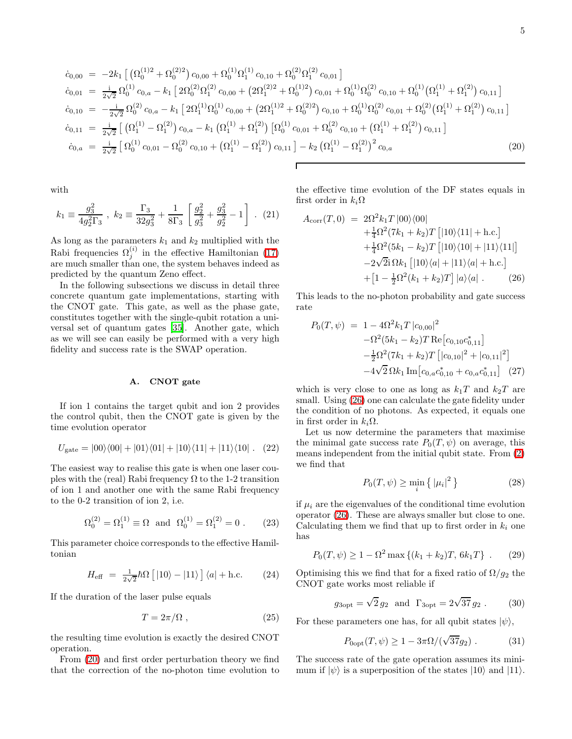$$
\begin{aligned}
\dot{c}_{0,00} &= -2k_1 \left[ \left(\Omega_0^{(1)2} + \Omega_0^{(2)2}\right) c_{0,00} + \Omega_0^{(1)} \Omega_1^{(1)} c_{0,10} + \Omega_0^{(2)} \Omega_1^{(2)} c_{0,01} \right] \\
\dot{c}_{0,01} &= \tfrac{\mathrm{i}}{2\sqrt{2}} \Omega_0^{(1)} c_{0,a} - k_1 \left[ 2\Omega_0^{(2)} \Omega_1^{(2)} c_{0,00} + \left(2\Omega_1^{(2)2} + \Omega_0^{(1)2}\right) c_{0,01} + \Omega_0^{(1)} \Omega_0^{(2)} c_{0,10} + \Omega_0^{(1)} \left(\Omega_1^{(1)} + \Omega_1^{(2)}\right) c_{0,11} \right] \\
\dot{c}_{0,10} &= -\tfrac{\mathrm{i}}{2\sqrt{2}} \Omega_0^{(2)} c_{0,a} - k_1 \left[ 2\Omega_1^{(1)} \Omega_0^{(1)} c_{0,00} + \left(2\Omega_1^{(1)2} + \Omega_0^{(2)2}\right) c_{0,10} + \Omega_0^{(1)} \Omega_0^{(2)} c_{0,01} + \Omega_0^{(2)} \left(\Omega_1^{(1)} + \Omega_1^{(2)}\right) c_{0,11} \right] \\
\dot{c}_{0,11} &= \tfrac{\mathrm{i}}{2\sqrt{2}} \left[ \left(\Omega_1^{(1)} - \Omega_1^{(2)}\right) c_{0,a} - k_1 \left(\Omega_1^{(1)} + \Omega_1^{(2)}\right) \left[ \Omega_0^{(1)} c_{0,01} + \Omega_0^{(2)} c_{0,10} + \left(\Omega_1^{(1)} + \Omega_1^{(2)}\right) c_{0,11} \right] \right. \\
\dot{c}_{0,a} &= \tfrac{\mathrm{i}}{2\sqrt{2}} \left[ \Omega_0^{(1)} c_{0,01} - \Omega_0^{(2)} c_{0,10} + \left(\Omega_1^{(1)} - \Omega_1^{(2)}\right) c_{0,11} \right] - k_2 \left(\Omega_1^{(1)} - \Omega_1^{(2)}\right)^2 c_{0,a}
\end{aligned}
\tag{20}
$$

with

$$
k_1 \equiv \frac{g_3^2}{4g_2^2 \Gamma_3} \ , \ k_2 \equiv \frac{\Gamma_3}{32 g_3^2} + \frac{1}{8\Gamma_3} \left[ \frac{g_2^2}{g_3^2} + \frac{g_3^2}{g_2^2} - 1 \right] \ . \tag{21}
$$

As long as the parameters $k_1$ and $k_2$ multiplied with the Rabi frequencies $\Omega_j^{(i)}$ in the effective Hamiltonian (17) are much smaller than one, the system behaves indeed as predicted by the quantum Zeno effect.

In the following subsections we discuss in detail three concrete quantum gate implementations, starting with the CNOT gate. This gate, as well as the phase gate, constitutes together with the single-qubit rotation a universal set of quantum gates [35]. Another gate, which as we will see can easily be performed with a very high fidelity and success rate is the SWAP operation.

### A. CNOT gate

If ion 1 contains the target qubit and ion 2 provides the control qubit, then the CNOT gate is given by the time evolution operator

$$
U_{\rm gate} = |00\rangle\langle 00| + |01\rangle\langle 01| + |10\rangle\langle 11| + |11\rangle\langle 10| \ . \tag{22}
$$

The easiest way to realise this gate is when one laser couples with the (real) Rabi frequency $\Omega$ to the 1-2 transition of ion 1 and another one with the same Rabi frequency to the 0-2 transition of ion 2, i.e.

$$
\Omega_0^{(2)} = \Omega_1^{(1)} \equiv \Omega \ \text{ and } \ \Omega_0^{(1)} = \Omega_1^{(2)} = 0 \ . \tag{23}
$$

This parameter choice corresponds to the effective Hamiltonian

$$
H_{\rm eff} \ = \ \tfrac{1}{2\sqrt{2}} \hbar \Omega \left[ |10\rangle - |11\rangle \right] \langle a| + \text{h.c.} \tag{24}
$$

If the duration of the laser pulse equals

$$
T = 2\pi/\Omega \ , \tag{25}
$$

the resulting time evolution is exactly the desired CNOT operation.

From (20) and first order perturbation theory we find that the correction of the no-photon time evolution to the effective time evolution of the DF states equals in first order in $k_i \Omega$

$$
\begin{aligned}
A_{\rm corr}(T,0) \ &= \ 2\Omega^2 k_1 T \, |00\rangle\langle 00| \\
&\quad + \tfrac{1}{4} \Omega^2 (7k_1 + k_2) T \left[ |10\rangle\langle 11| + \text{h.c.} \right] \\
&\quad + \tfrac{1}{4} \Omega^2 (5k_1 - k_2) T \left[ |10\rangle\langle 10| + |11\rangle\langle 11| \right] \\
&\quad - 2\sqrt{2} \mathrm{i} \, \Omega k_1 \left[ |10\rangle\langle a| + |11\rangle\langle a| + \text{h.c.} \right] \\
&\quad + \left[ 1 - \tfrac{1}{2} \Omega^2 (k_1 + k_2) T \right] |a\rangle\langle a| \ .
\end{aligned}
\tag{26}
$$

This leads to the no-photon probability and gate success rate

$$
\begin{aligned}
P_0(T,\psi) \ &= \ 1 - 4\Omega^2 k_1 T \, |c_{0,00}|^2 \\
&\quad - \Omega^2 (5k_1 - k_2) T \, \mathrm{Re}\left[ c_{0,10} c_{0,11}^* \right] \\
&\quad - \tfrac{1}{2} \Omega^2 (7k_1 + k_2) T \left[ |c_{0,10}|^2 + |c_{0,11}|^2 \right] \\
&\quad - 4\sqrt{2} \, \Omega k_1 \, \mathrm{Im}\left[ c_{0,a} c_{0,10}^* + c_{0,a} c_{0,11}^* \right]
\end{aligned}
\tag{27}
$$

which is very close to one as long as $k_1 T$ and $k_2 T$ are small. Using (26) one can calculate the gate fidelity under the condition of no photons. As expected, it equals one in first order in $k_i \Omega$.

Let us now determine the parameters that maximise the minimal gate success rate $P_0(T,\psi)$ on average, this means independent from the initial qubit state. From (2) we find that

$$
P_0(T,\psi) \geq \min_i \left\{ |\mu_i|^2 \right\} \tag{28}
$$

if $\mu_i$ are the eigenvalues of the conditional time evolution operator (26). These are always smaller but close to one. Calculating them we find that up to first order in $k_i$ one has

$$
P_0(T,\psi) \geq 1 - \Omega^2 \max\left\{ (k_1 + k_2) T, \, 6k_1 T \right\} \ . \tag{29}
$$

Optimising this we find that for a fixed ratio of $\Omega/g_2$ the CNOT gate works most reliable if

$$
g_{3\rm opt} = \sqrt{2} \, g_2 \ \text{ and } \ \Gamma_{3\rm opt} = 2\sqrt{37} \, g_2 \ . \tag{30}
$$

For these parameters one has, for all qubit states $|\psi\rangle$,

$$
P_{0\rm opt}(T,\psi) \geq 1 - 3\pi\Omega/(\sqrt{37} g_2) \ . \tag{31}
$$

The success rate of the gate operation assumes its minimum if $|\psi\rangle$ is a superposition of the states $|10\rangle$ and $|11\rangle$.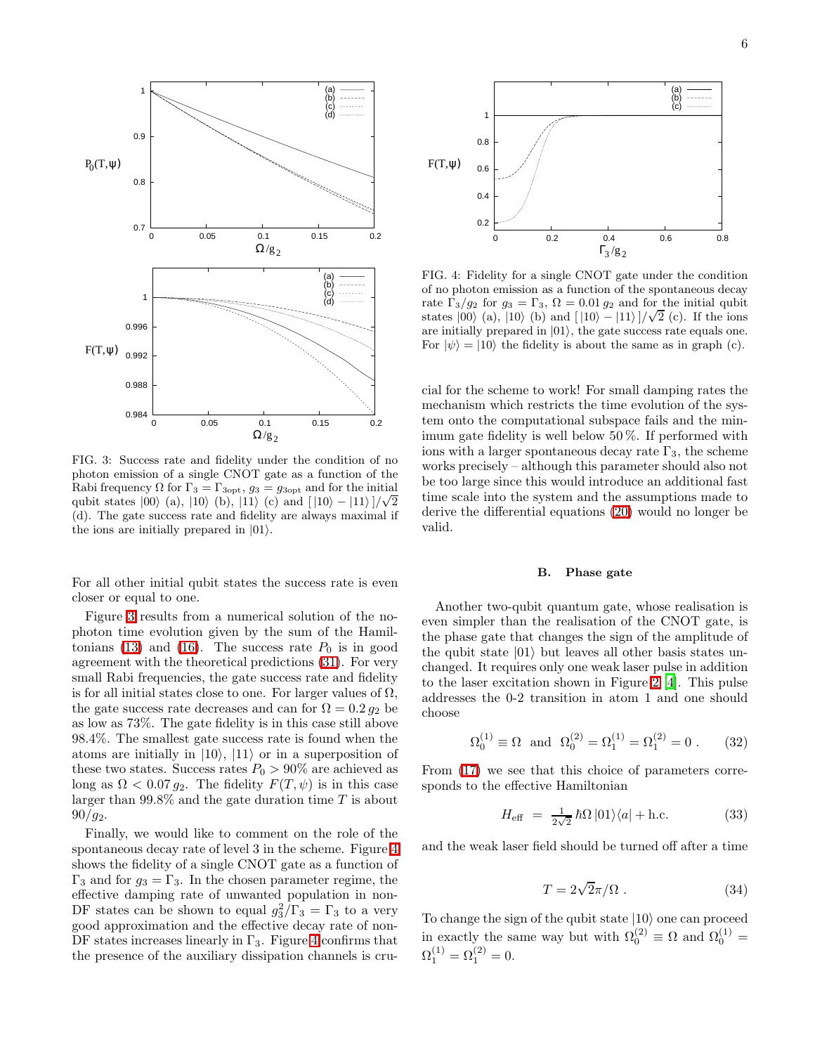FIG. 3: Success rate and fidelity under the condition of no photon emission of a single CNOT gate as a function of the Rabi frequency $\Omega$ for $\Gamma_3 = \Gamma_{3\text{opt}}$, $g_3 = g_{3\text{opt}}$ and for the initial qubit states $|00\rangle$ (a), $|10\rangle$ (b), $|11\rangle$ (c) and $[\,|10\rangle - |11\rangle\,]/\sqrt{2}$ (d). The gate success rate and fidelity are always maximal if the ions are initially prepared in $|01\rangle$.

For all other initial qubit states the success rate is even closer or equal to one.

Figure 3 results from a numerical solution of the no-photon time evolution given by the sum of the Hamiltonians (13) and (16). The success rate $P_0$ is in good agreement with the theoretical predictions (31). For very small Rabi frequencies, the gate success rate and fidelity is for all initial states close to one. For larger values of $\Omega$, the gate success rate decreases and can for $\Omega = 0.2\, g_2$ be as low as 73%. The gate fidelity is in this case still above 98.4%. The smallest gate success rate is found when the atoms are initially in $|10\rangle$, $|11\rangle$ or in a superposition of these two states. Success rates $P_0 > 90\%$ are achieved as long as $\Omega < 0.07\, g_2$. The fidelity $F(T,\psi)$ is in this case larger than 99.8% and the gate duration time $T$ is about $90/g_2$.

Finally, we would like to comment on the role of the spontaneous decay rate of level 3 in the scheme. Figure 4 shows the fidelity of a single CNOT gate as a function of $\Gamma_3$ and for $g_3 = \Gamma_3$. In the chosen parameter regime, the effective damping rate of unwanted population in non-DF states can be shown to equal $g_3^2/\Gamma_3 = \Gamma_3$ to a very good approximation and the effective decay rate of non-DF states increases linearly in $\Gamma_3$. Figure 4 confirms that the presence of the auxiliary dissipation channels is crucial for the scheme to work! For small damping rates the mechanism which restricts the time evolution of the system onto the computational subspace fails and the minimum gate fidelity is well below 50 %. If performed with ions with a larger spontaneous decay rate $\Gamma_3$, the scheme works precisely – although this parameter should also not be too large since this would introduce an additional fast time scale into the system and the assumptions made to derive the differential equations (20) would no longer be valid.

FIG. 4: Fidelity for a single CNOT gate under the condition of no photon emission as a function of the spontaneous decay rate $\Gamma_3/g_2$ for $g_3 = \Gamma_3$, $\Omega = 0.01\, g_2$ and for the initial qubit states $|00\rangle$ (a), $|10\rangle$ (b) and $[\,|10\rangle - |11\rangle\,]/\sqrt{2}$ (c). If the ions are initially prepared in $|01\rangle$, the gate success rate equals one. For $|\psi\rangle = |10\rangle$ the fidelity is about the same as in graph (c).

### B. Phase gate

Another two-qubit quantum gate, whose realisation is even simpler than the realisation of the CNOT gate, is the phase gate that changes the sign of the amplitude of the qubit state $|01\rangle$ but leaves all other basis states unchanged. It requires only one weak laser pulse in addition to the laser excitation shown in Figure 2 [4]. This pulse addresses the 0-2 transition in atom 1 and one should choose

$$\Omega_0^{(1)} \equiv \Omega \quad \text{and} \quad \Omega_0^{(2)} = \Omega_1^{(1)} = \Omega_1^{(2)} = 0\,. \tag{32}$$

From (17) we see that this choice of parameters corresponds to the effective Hamiltonian

$$H_{\text{eff}} \;=\; \tfrac{1}{2\sqrt{2}}\,\hbar\Omega\,|01\rangle\langle a| + \text{h.c.} \tag{33}$$

and the weak laser field should be turned off after a time

$$T = 2\sqrt{2}\pi/\Omega\,. \tag{34}$$

To change the sign of the qubit state $|10\rangle$ one can proceed in exactly the same way but with $\Omega_0^{(2)} \equiv \Omega$ and $\Omega_0^{(1)} = \Omega_1^{(1)} = \Omega_1^{(2)} = 0$.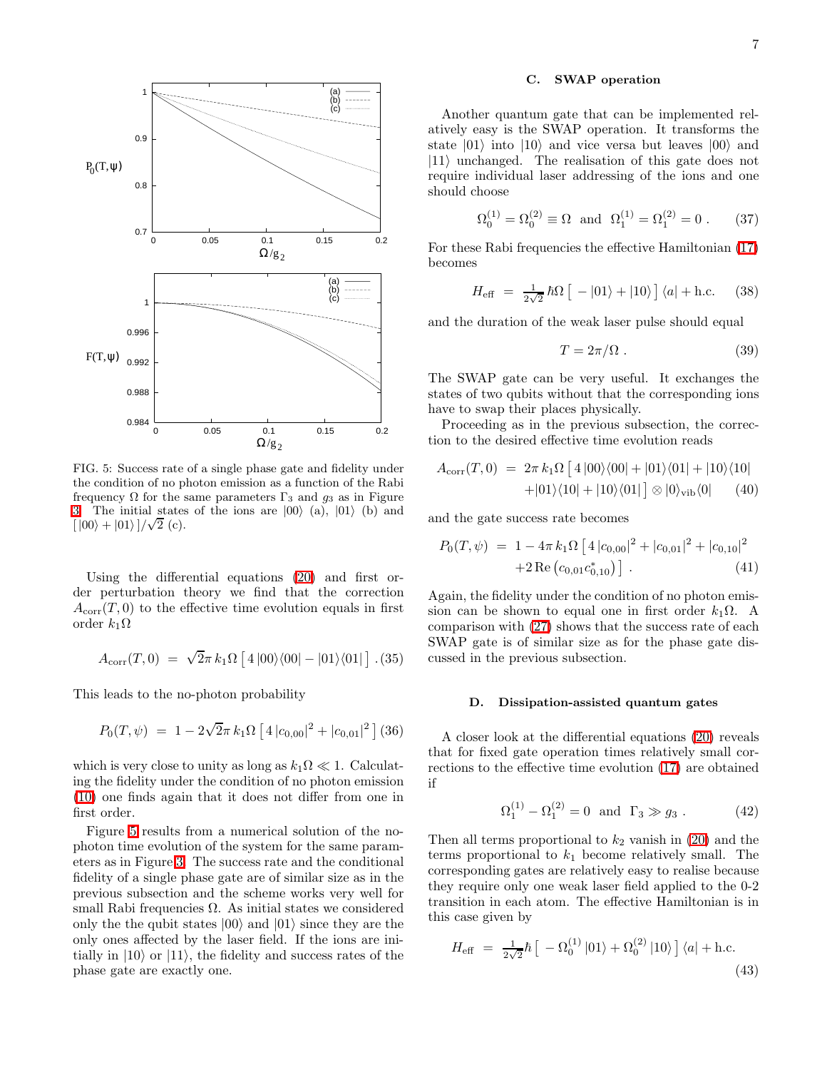FIG. 5: Success rate of a single phase gate and fidelity under the condition of no photon emission as a function of the Rabi frequency $\Omega$ for the same parameters $\Gamma_3$ and $g_3$ as in Figure 3. The initial states of the ions are $|00\rangle$ (a), $|01\rangle$ (b) and $[\,|00\rangle + |01\rangle\,]/\sqrt{2}$ (c).

Using the differential equations (20) and first order perturbation theory we find that the correction $A_{\rm corr}(T,0)$ to the effective time evolution equals in first order $k_1\Omega$

$$A_{\rm corr}(T,0) \;=\; \sqrt{2}\pi\, k_1\Omega \left[\, 4\,|00\rangle\langle 00| - |01\rangle\langle 01| \,\right] . \tag{35}$$

This leads to the no-photon probability

$$P_0(T,\psi) \;=\; 1 - 2\sqrt{2}\pi\, k_1\Omega \left[\, 4\,|c_{0,00}|^2 + |c_{0,01}|^2 \,\right] \tag{36}$$

which is very close to unity as long as $k_1\Omega \ll 1$. Calculating the fidelity under the condition of no photon emission (10) one finds again that it does not differ from one in first order.

Figure 5 results from a numerical solution of the no-photon time evolution of the system for the same parameters as in Figure 3. The success rate and the conditional fidelity of a single phase gate are of similar size as in the previous subsection and the scheme works very well for small Rabi frequencies $\Omega$. As initial states we considered only the the qubit states $|00\rangle$ and $|01\rangle$ since they are the only ones affected by the laser field. If the ions are initially in $|10\rangle$ or $|11\rangle$, the fidelity and success rates of the phase gate are exactly one.

### C. SWAP operation

Another quantum gate that can be implemented relatively easy is the SWAP operation. It transforms the state $|01\rangle$ into $|10\rangle$ and vice versa but leaves $|00\rangle$ and $|11\rangle$ unchanged. The realisation of this gate does not require individual laser addressing of the ions and one should choose

$$\Omega_0^{(1)} = \Omega_0^{(2)} \equiv \Omega ~~\text{and}~~ \Omega_1^{(1)} = \Omega_1^{(2)} = 0 \, . \tag{37}$$

For these Rabi frequencies the effective Hamiltonian (17) becomes

$$H_{\rm eff} \;=\; \tfrac{1}{2\sqrt{2}}\, \hbar\Omega \left[\, - |01\rangle + |10\rangle \,\right] \langle a| + \text{h.c.} \tag{38}$$

and the duration of the weak laser pulse should equal

$$T = 2\pi/\Omega \, . \tag{39}$$

The SWAP gate can be very useful. It exchanges the states of two qubits without that the corresponding ions have to swap their places physically.

Proceeding as in the previous subsection, the correction to the desired effective time evolution reads

$$\begin{aligned} A_{\rm corr}(T,0) \;=\;& 2\pi\, k_1\Omega \left[\, 4\,|00\rangle\langle 00| + |01\rangle\langle 01| + |10\rangle\langle 10| \right. \\ & \left. + |01\rangle\langle 10| + |10\rangle\langle 01| \,\right] \otimes |0\rangle_{\rm vib}\langle 0| \end{aligned} \tag{40}$$

and the gate success rate becomes

$$\begin{aligned} P_0(T,\psi) \;=\;& 1 - 4\pi\, k_1\Omega \left[\, 4\,|c_{0,00}|^2 + |c_{0,01}|^2 + |c_{0,10}|^2 \right. \\ & \left. + 2\,\text{Re}\left(c_{0,01} c_{0,10}^*\right) \,\right] . \end{aligned} \tag{41}$$

Again, the fidelity under the condition of no photon emission can be shown to equal one in first order $k_1\Omega$. A comparison with (27) shows that the success rate of each SWAP gate is of similar size as for the phase gate discussed in the previous subsection.

### D. Dissipation-assisted quantum gates

A closer look at the differential equations (20) reveals that for fixed gate operation times relatively small corrections to the effective time evolution (17) are obtained if

$$\Omega_1^{(1)} - \Omega_1^{(2)} = 0 ~~\text{and}~~ \Gamma_3 \gg g_3 \, . \tag{42}$$

Then all terms proportional to $k_2$ vanish in (20) and the terms proportional to $k_1$ become relatively small. The corresponding gates are relatively easy to realise because they require only one weak laser field applied to the 0-2 transition in each atom. The effective Hamiltonian is in this case given by

$$H_{\rm eff} \;=\; \tfrac{1}{2\sqrt{2}}\hbar \left[\, - \Omega_0^{(1)}\,|01\rangle + \Omega_0^{(2)}\,|10\rangle \,\right] \langle a| + \text{h.c.} \tag{43}$$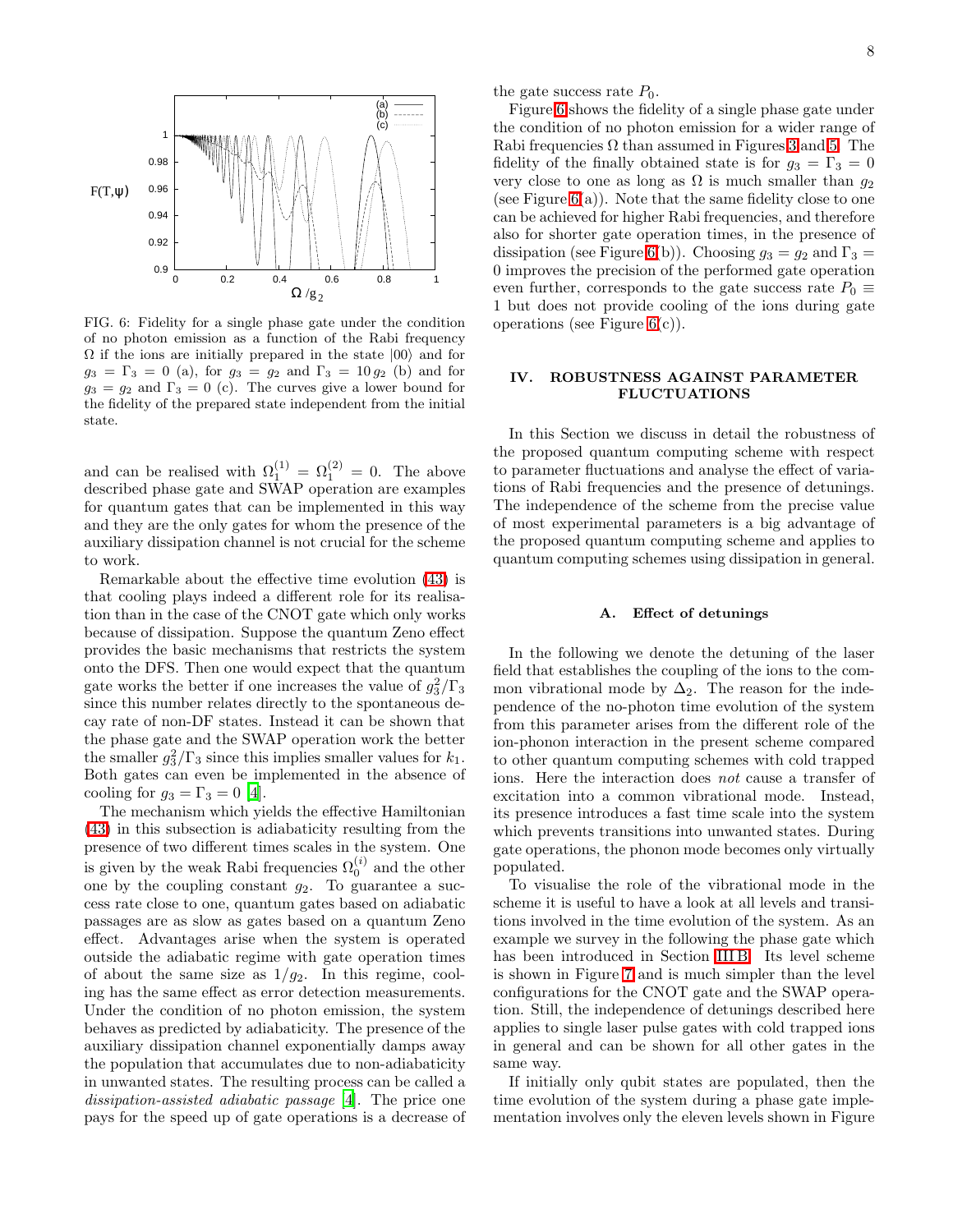FIG. 6: Fidelity for a single phase gate under the condition of no photon emission as a function of the Rabi frequency $\Omega$ if the ions are initially prepared in the state $|00\rangle$ and for $g_3 = \Gamma_3 = 0$ (a), for $g_3 = g_2$ and $\Gamma_3 = 10\,g_2$ (b) and for $g_3 = g_2$ and $\Gamma_3 = 0$ (c). The curves give a lower bound for the fidelity of the prepared state independent from the initial state.

and can be realised with $\Omega_1^{(1)} = \Omega_1^{(2)} = 0$. The above described phase gate and SWAP operation are examples for quantum gates that can be implemented in this way and they are the only gates for whom the presence of the auxiliary dissipation channel is not crucial for the scheme to work.

Remarkable about the effective time evolution (43) is that cooling plays indeed a different role for its realisation than in the case of the CNOT gate which only works because of dissipation. Suppose the quantum Zeno effect provides the basic mechanisms that restricts the system onto the DFS. Then one would expect that the quantum gate works the better if one increases the value of $g_3^2/\Gamma_3$ since this number relates directly to the spontaneous decay rate of non-DF states. Instead it can be shown that the phase gate and the SWAP operation work the better the smaller $g_3^2/\Gamma_3$ since this implies smaller values for $k_1$. Both gates can even be implemented in the absence of cooling for $g_3 = \Gamma_3 = 0$ [4].

The mechanism which yields the effective Hamiltonian (43) in this subsection is adiabaticity resulting from the presence of two different times scales in the system. One is given by the weak Rabi frequencies $\Omega_0^{(i)}$ and the other one by the coupling constant $g_2$. To guarantee a success rate close to one, quantum gates based on adiabatic passages are as slow as gates based on a quantum Zeno effect. Advantages arise when the system is operated outside the adiabatic regime with gate operation times of about the same size as $1/g_2$. In this regime, cooling has the same effect as error detection measurements. Under the condition of no photon emission, the system behaves as predicted by adiabaticity. The presence of the auxiliary dissipation channel exponentially damps away the population that accumulates due to non-adiabaticity in unwanted states. The resulting process can be called a *dissipation-assisted adiabatic passage* [4]. The price one pays for the speed up of gate operations is a decrease of the gate success rate $P_0$.

Figure 6 shows the fidelity of a single phase gate under the condition of no photon emission for a wider range of Rabi frequencies $\Omega$ than assumed in Figures 3 and 5. The fidelity of the finally obtained state is for $g_3 = \Gamma_3 = 0$ very close to one as long as $\Omega$ is much smaller than $g_2$ (see Figure 6(a)). Note that the same fidelity close to one can be achieved for higher Rabi frequencies, and therefore also for shorter gate operation times, in the presence of dissipation (see Figure 6(b)). Choosing $g_3 = g_2$ and $\Gamma_3 = 0$ improves the precision of the performed gate operation even further, corresponds to the gate success rate $P_0 \equiv 1$ but does not provide cooling of the ions during gate operations (see Figure 6(c)).

## IV. ROBUSTNESS AGAINST PARAMETER FLUCTUATIONS

In this Section we discuss in detail the robustness of the proposed quantum computing scheme with respect to parameter fluctuations and analyse the effect of variations of Rabi frequencies and the presence of detunings. The independence of the scheme from the precise value of most experimental parameters is a big advantage of the proposed quantum computing scheme and applies to quantum computing schemes using dissipation in general.

### A. Effect of detunings

In the following we denote the detuning of the laser field that establishes the coupling of the ions to the common vibrational mode by $\Delta_2$. The reason for the independence of the no-photon time evolution of the system from this parameter arises from the different role of the ion-phonon interaction in the present scheme compared to other quantum computing schemes with cold trapped ions. Here the interaction does *not* cause a transfer of excitation into a common vibrational mode. Instead, its presence introduces a fast time scale into the system which prevents transitions into unwanted states. During gate operations, the phonon mode becomes only virtually populated.

To visualise the role of the vibrational mode in the scheme it is useful to have a look at all levels and transitions involved in the time evolution of the system. As an example we survey in the following the phase gate which has been introduced in Section III B. Its level scheme is shown in Figure 7 and is much simpler than the level configurations for the CNOT gate and the SWAP operation. Still, the independence of detunings described here applies to single laser pulse gates with cold trapped ions in general and can be shown for all other gates in the same way.

If initially only qubit states are populated, then the time evolution of the system during a phase gate implementation involves only the eleven levels shown in Figure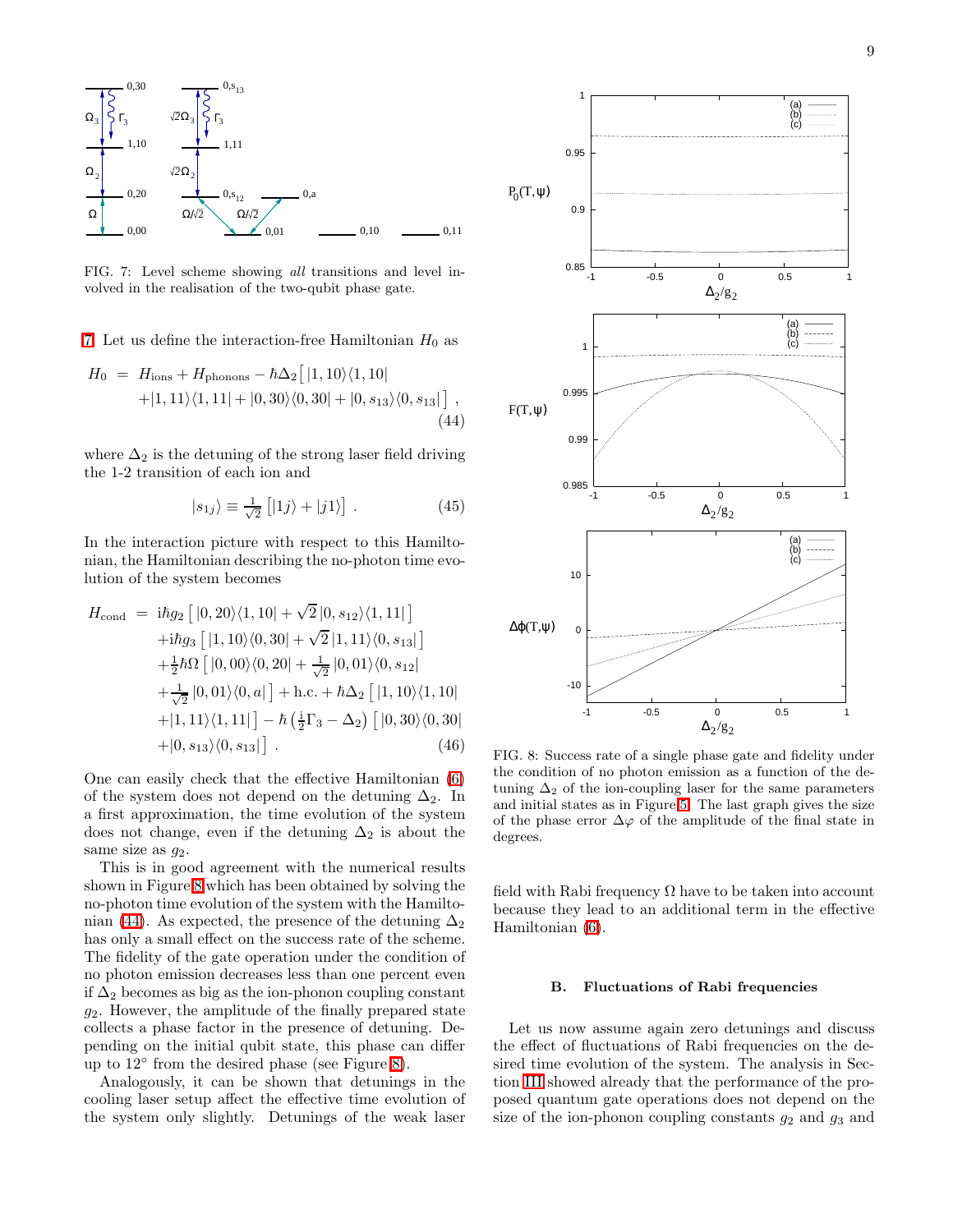FIG. 7: Level scheme showing *all* transitions and level involved in the realisation of the two-qubit phase gate.

7. Let us define the interaction-free Hamiltonian $H_0$ as

$$H_0 = H_{\rm ions} + H_{\rm phonons} - \hbar\Delta_2 \big[ \, |1,10\rangle\langle 1,10| + |1,11\rangle\langle 1,11| + |0,30\rangle\langle 0,30| + |0,s_{13}\rangle\langle 0,s_{13}| \, \big] \, , \tag{44}$$

where $\Delta_2$ is the detuning of the strong laser field driving the 1-2 transition of each ion and

$$|s_{1j}\rangle \equiv \tfrac{1}{\sqrt{2}} \left[ |1j\rangle + |j1\rangle \right] \, . \tag{45}$$

In the interaction picture with respect to this Hamiltonian, the Hamiltonian describing the no-photon time evolution of the system becomes

$$\begin{aligned} H_{\rm cond} \; = \; & {\rm i}\hbar g_2 \left[ \, |0,20\rangle\langle 1,10| + \sqrt{2} \, |0,s_{12}\rangle\langle 1,11| \, \right] \\ & + {\rm i}\hbar g_3 \left[ \, |1,10\rangle\langle 0,30| + \sqrt{2} \, |1,11\rangle\langle 0,s_{13}| \, \right] \\ & + \tfrac{1}{2}\hbar\Omega \left[ \, |0,00\rangle\langle 0,20| + \tfrac{1}{\sqrt{2}} \, |0,01\rangle\langle 0,s_{12}| \right. \\ & \left. + \tfrac{1}{\sqrt{2}} \, |0,01\rangle\langle 0,a| \, \right] + {\rm h.c.} + \hbar\Delta_2 \left[ \, |1,10\rangle\langle 1,10| \right. \\ & \left. + |1,11\rangle\langle 1,11| \, \right] - \hbar \left( \tfrac{\rm i}{2}\Gamma_3 - \Delta_2 \right) \left[ \, |0,30\rangle\langle 0,30| \right. \\ & \left. + |0,s_{13}\rangle\langle 0,s_{13}| \, \right] \, . \end{aligned} \tag{46}$$

One can easily check that the effective Hamiltonian (6) of the system does not depend on the detuning $\Delta_2$. In a first approximation, the time evolution of the system does not change, even if the detuning $\Delta_2$ is about the same size as $g_2$.

This is in good agreement with the numerical results shown in Figure 8 which has been obtained by solving the no-photon time evolution of the system with the Hamiltonian (44). As expected, the presence of the detuning $\Delta_2$ has only a small effect on the success rate of the scheme. The fidelity of the gate operation under the condition of no photon emission decreases less than one percent even if $\Delta_2$ becomes as big as the ion-phonon coupling constant $g_2$. However, the amplitude of the finally prepared state collects a phase factor in the presence of detuning. Depending on the initial qubit state, this phase can differ up to $12^\circ$ from the desired phase (see Figure 8).

Analogously, it can be shown that detunings in the cooling laser setup affect the effective time evolution of the system only slightly. Detunings of the weak laser field with Rabi frequency $\Omega$ have to be taken into account because they lead to an additional term in the effective Hamiltonian (6).

FIG. 8: Success rate of a single phase gate and fidelity under the condition of no photon emission as a function of the detuning $\Delta_2$ of the ion-coupling laser for the same parameters and initial states as in Figure 5. The last graph gives the size of the phase error $\Delta\varphi$ of the amplitude of the final state in degrees.

### B. Fluctuations of Rabi frequencies

Let us now assume again zero detunings and discuss the effect of fluctuations of Rabi frequencies on the desired time evolution of the system. The analysis in Section III showed already that the performance of the proposed quantum gate operations does not depend on the size of the ion-phonon coupling constants $g_2$ and $g_3$ and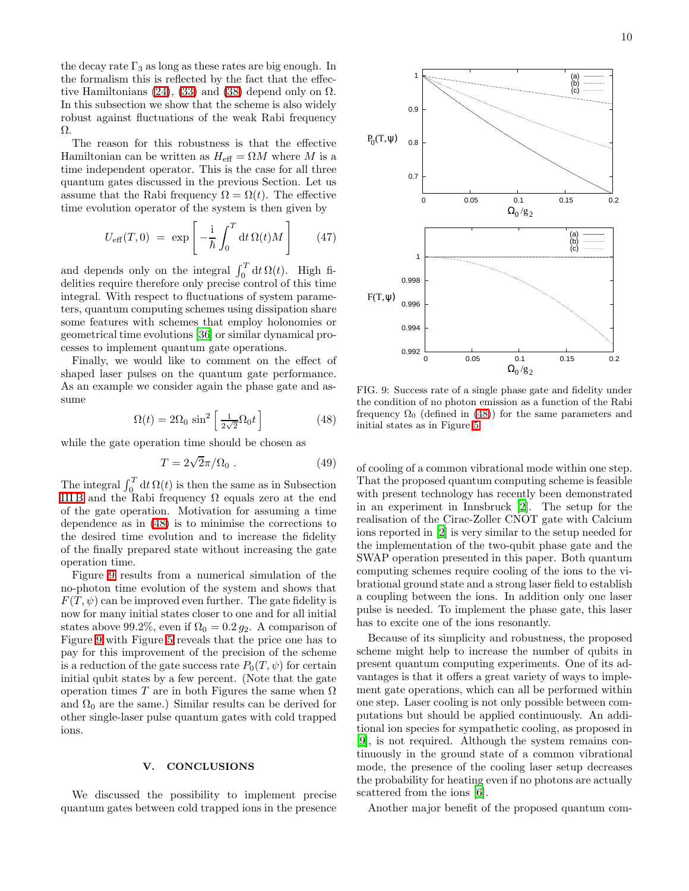the decay rate $\Gamma_3$ as long as these rates are big enough. In the formalism this is reflected by the fact that the effective Hamiltonians (24), (33) and (38) depend only on $\Omega$. In this subsection we show that the scheme is also widely robust against fluctuations of the weak Rabi frequency $\Omega$.

The reason for this robustness is that the effective Hamiltonian can be written as $H_{\rm eff} = \Omega M$ where $M$ is a time independent operator. This is the case for all three quantum gates discussed in the previous Section. Let us assume that the Rabi frequency $\Omega = \Omega(t)$. The effective time evolution operator of the system is then given by

$$U_{\rm eff}(T,0) \; = \; \exp\left[ -\frac{\rm i}{\hbar} \int_0^T {\rm d}t \, \Omega(t) M \right] \qquad (47)$$

and depends only on the integral $\int_0^T {\rm d}t \, \Omega(t)$. High fidelities require therefore only precise control of this time integral. With respect to fluctuations of system parameters, quantum computing schemes using dissipation share some features with schemes that employ holonomies or geometrical time evolutions [36] or similar dynamical processes to implement quantum gate operations.

Finally, we would like to comment on the effect of shaped laser pulses on the quantum gate performance. As an example we consider again the phase gate and assume

$$\Omega(t) = 2\Omega_0 \, \sin^2 \left[ \tfrac{1}{2\sqrt{2}} \Omega_0 t \right] \qquad (48)$$

while the gate operation time should be chosen as

$$T = 2\sqrt{2}\pi/\Omega_0 \, . \qquad (49)$$

The integral $\int_0^T {\rm d}t \, \Omega(t)$ is then the same as in Subsection III B and the Rabi frequency $\Omega$ equals zero at the end of the gate operation. Motivation for assuming a time dependence as in (48) is to minimise the corrections to the desired time evolution and to increase the fidelity of the finally prepared state without increasing the gate operation time.

Figure 9 results from a numerical simulation of the no-photon time evolution of the system and shows that $F(T,\psi)$ can be improved even further. The gate fidelity is now for many initial states closer to one and for all initial states above 99.2%, even if $\Omega_0 = 0.2 \, g_2$. A comparison of Figure 9 with Figure 5 reveals that the price one has to pay for this improvement of the precision of the scheme is a reduction of the gate success rate $P_0(T,\psi)$ for certain initial qubit states by a few percent. (Note that the gate operation times $T$ are in both Figures the same when $\Omega$ and $\Omega_0$ are the same.) Similar results can be derived for other single-laser pulse quantum gates with cold trapped ions.

FIG. 9: Success rate of a single phase gate and fidelity under the condition of no photon emission as a function of the Rabi frequency $\Omega_0$ (defined in (48)) for the same parameters and initial states as in Figure 5.

## V. CONCLUSIONS

We discussed the possibility to implement precise quantum gates between cold trapped ions in the presence of cooling of a common vibrational mode within one step. That the proposed quantum computing scheme is feasible with present technology has recently been demonstrated in an experiment in Innsbruck [2]. The setup for the realisation of the Cirac-Zoller CNOT gate with Calcium ions reported in [2] is very similar to the setup needed for the implementation of the two-qubit phase gate and the SWAP operation presented in this paper. Both quantum computing schemes require cooling of the ions to the vibrational ground state and a strong laser field to establish a coupling between the ions. In addition only one laser pulse is needed. To implement the phase gate, this laser has to excite one of the ions resonantly.

Because of its simplicity and robustness, the proposed scheme might help to increase the number of qubits in present quantum computing experiments. One of its advantages is that it offers a great variety of ways to implement gate operations, which can all be performed within one step. Laser cooling is not only possible between computations but should be applied continuously. An additional ion species for sympathetic cooling, as proposed in [9], is not required. Although the system remains continuously in the ground state of a common vibrational mode, the presence of the cooling laser setup decreases the probability for heating even if no photons are actually scattered from the ions [6].

Another major benefit of the proposed quantum com-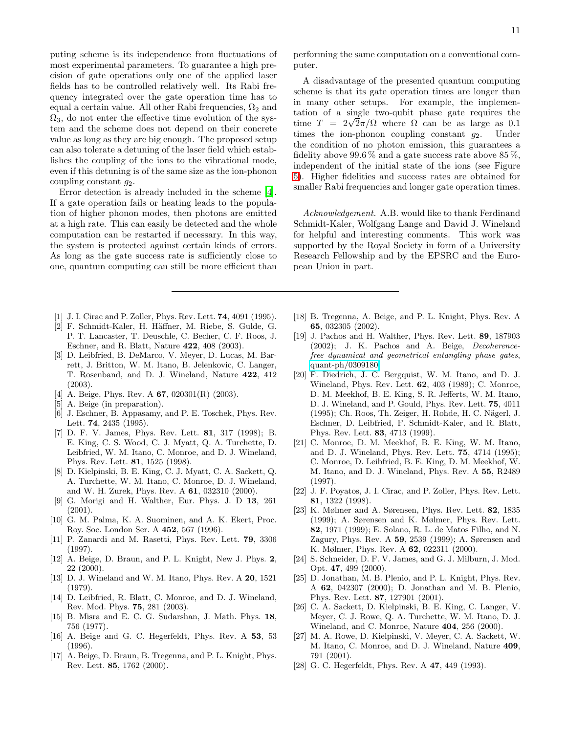puting scheme is its independence from fluctuations of most experimental parameters. To guarantee a high precision of gate operations only one of the applied laser fields has to be controlled relatively well. Its Rabi frequency integrated over the gate operation time has to equal a certain value. All other Rabi frequencies, $\Omega_2$ and $\Omega_3$, do not enter the effective time evolution of the system and the scheme does not depend on their concrete value as long as they are big enough. The proposed setup can also tolerate a detuning of the laser field which establishes the coupling of the ions to the vibrational mode, even if this detuning is of the same size as the ion-phonon coupling constant $g_2$.

Error detection is already included in the scheme [4]. If a gate operation fails or heating leads to the population of higher phonon modes, then photons are emitted at a high rate. This can easily be detected and the whole computation can be restarted if necessary. In this way, the system is protected against certain kinds of errors. As long as the gate success rate is sufficiently close to one, quantum computing can still be more efficient than performing the same computation on a conventional computer.

A disadvantage of the presented quantum computing scheme is that its gate operation times are longer than in many other setups. For example, the implementation of a single two-qubit phase gate requires the time $T = 2\sqrt{2}\pi/\Omega$ where $\Omega$ can be as large as 0.1 times the ion-phonon coupling constant $g_2$. Under the condition of no photon emission, this guarantees a fidelity above 99.6 % and a gate success rate above 85 %, independent of the initial state of the ions (see Figure 5). Higher fidelities and success rates are obtained for smaller Rabi frequencies and longer gate operation times.

*Acknowledgement.* A.B. would like to thank Ferdinand Schmidt-Kaler, Wolfgang Lange and David J. Wineland for helpful and interesting comments. This work was supported by the Royal Society in form of a University Research Fellowship and by the EPSRC and the European Union in part.

---

[1] J. I. Cirac and P. Zoller, Phys. Rev. Lett. **74**, 4091 (1995).

[2] F. Schmidt-Kaler, H. Häffner, M. Riebe, S. Gulde, G. P. T. Lancaster, T. Deuschle, C. Becher, C. F. Roos, J. Eschner, and R. Blatt, Nature **422**, 408 (2003).

[3] D. Leibfried, B. DeMarco, V. Meyer, D. Lucas, M. Barrett, J. Britton, W. M. Itano, B. Jelenkovic, C. Langer, T. Rosenband, and D. J. Wineland, Nature **422**, 412 (2003).

[4] A. Beige, Phys. Rev. A **67**, 020301(R) (2003).

[5] A. Beige (in preparation).

[6] J. Eschner, B. Appasamy, and P. E. Toschek, Phys. Rev. Lett. **74**, 2435 (1995).

[7] D. F. V. James, Phys. Rev. Lett. **81**, 317 (1998); B. E. King, C. S. Wood, C. J. Myatt, Q. A. Turchette, D. Leibfried, W. M. Itano, C. Monroe, and D. J. Wineland, Phys. Rev. Lett. **81**, 1525 (1998).

[8] D. Kielpinski, B. E. King, C. J. Myatt, C. A. Sackett, Q. A. Turchette, W. M. Itano, C. Monroe, D. J. Wineland, and W. H. Zurek, Phys. Rev. A **61**, 032310 (2000).

[9] G. Morigi and H. Walther, Eur. Phys. J. D **13**, 261 (2001).

[10] G. M. Palma, K. A. Suominen, and A. K. Ekert, Proc. Roy. Soc. London Ser. A **452**, 567 (1996).

[11] P. Zanardi and M. Rasetti, Phys. Rev. Lett. **79**, 3306 (1997).

[12] A. Beige, D. Braun, and P. L. Knight, New J. Phys. **2**, 22 (2000).

[13] D. J. Wineland and W. M. Itano, Phys. Rev. A **20**, 1521 (1979).

[14] D. Leibfried, R. Blatt, C. Monroe, and D. J. Wineland, Rev. Mod. Phys. **75**, 281 (2003).

[15] B. Misra and E. C. G. Sudarshan, J. Math. Phys. **18**, 756 (1977).

[16] A. Beige and G. C. Hegerfeldt, Phys. Rev. A **53**, 53 (1996).

[17] A. Beige, D. Braun, B. Tregenna, and P. L. Knight, Phys. Rev. Lett. **85**, 1762 (2000).

[18] B. Tregenna, A. Beige, and P. L. Knight, Phys. Rev. A **65**, 032305 (2002).

[19] J. Pachos and H. Walther, Phys. Rev. Lett. **89**, 187903 (2002); J. K. Pachos and A. Beige, *Decoherence-free dynamical and geometrical entangling phase gates*, quant-ph/0309180.

[20] F. Diedrich, J. C. Bergquist, W. M. Itano, and D. J. Wineland, Phys. Rev. Lett. **62**, 403 (1989); C. Monroe, D. M. Meekhof, B. E. King, S. R. Jefferts, W. M. Itano, D. J. Wineland, and P. Gould, Phys. Rev. Lett. **75**, 4011 (1995); Ch. Roos, Th. Zeiger, H. Rohde, H. C. Nägerl, J. Eschner, D. Leibfried, F. Schmidt-Kaler, and R. Blatt, Phys. Rev. Lett. **83**, 4713 (1999).

[21] C. Monroe, D. M. Meekhof, B. E. King, W. M. Itano, and D. J. Wineland, Phys. Rev. Lett. **75**, 4714 (1995); C. Monroe, D. Leibfried, B. E. King, D. M. Meekhof, W. M. Itano, and D. J. Wineland, Phys. Rev. A **55**, R2489 (1997).

[22] J. F. Poyatos, J. I. Cirac, and P. Zoller, Phys. Rev. Lett. **81**, 1322 (1998).

[23] K. Mølmer and A. Sørensen, Phys. Rev. Lett. **82**, 1835 (1999); A. Sørensen and K. Mølmer, Phys. Rev. Lett. **82**, 1971 (1999); E. Solano, R. L. de Matos Filho, and N. Zagury, Phys. Rev. A **59**, 2539 (1999); A. Sørensen and K. Mølmer, Phys. Rev. A **62**, 022311 (2000).

[24] S. Schneider, D. F. V. James, and G. J. Milburn, J. Mod. Opt. **47**, 499 (2000).

[25] D. Jonathan, M. B. Plenio, and P. L. Knight, Phys. Rev. A **62**, 042307 (2000); D. Jonathan and M. B. Plenio, Phys. Rev. Lett. **87**, 127901 (2001).

[26] C. A. Sackett, D. Kielpinski, B. E. King, C. Langer, V. Meyer, C. J. Rowe, Q. A. Turchette, W. M. Itano, D. J. Wineland, and C. Monroe, Nature **404**, 256 (2000).

[27] M. A. Rowe, D. Kielpinski, V. Meyer, C. A. Sackett, W. M. Itano, C. Monroe, and D. J. Wineland, Nature **409**, 791 (2001).

[28] G. C. Hegerfeldt, Phys. Rev. A **47**, 449 (1993).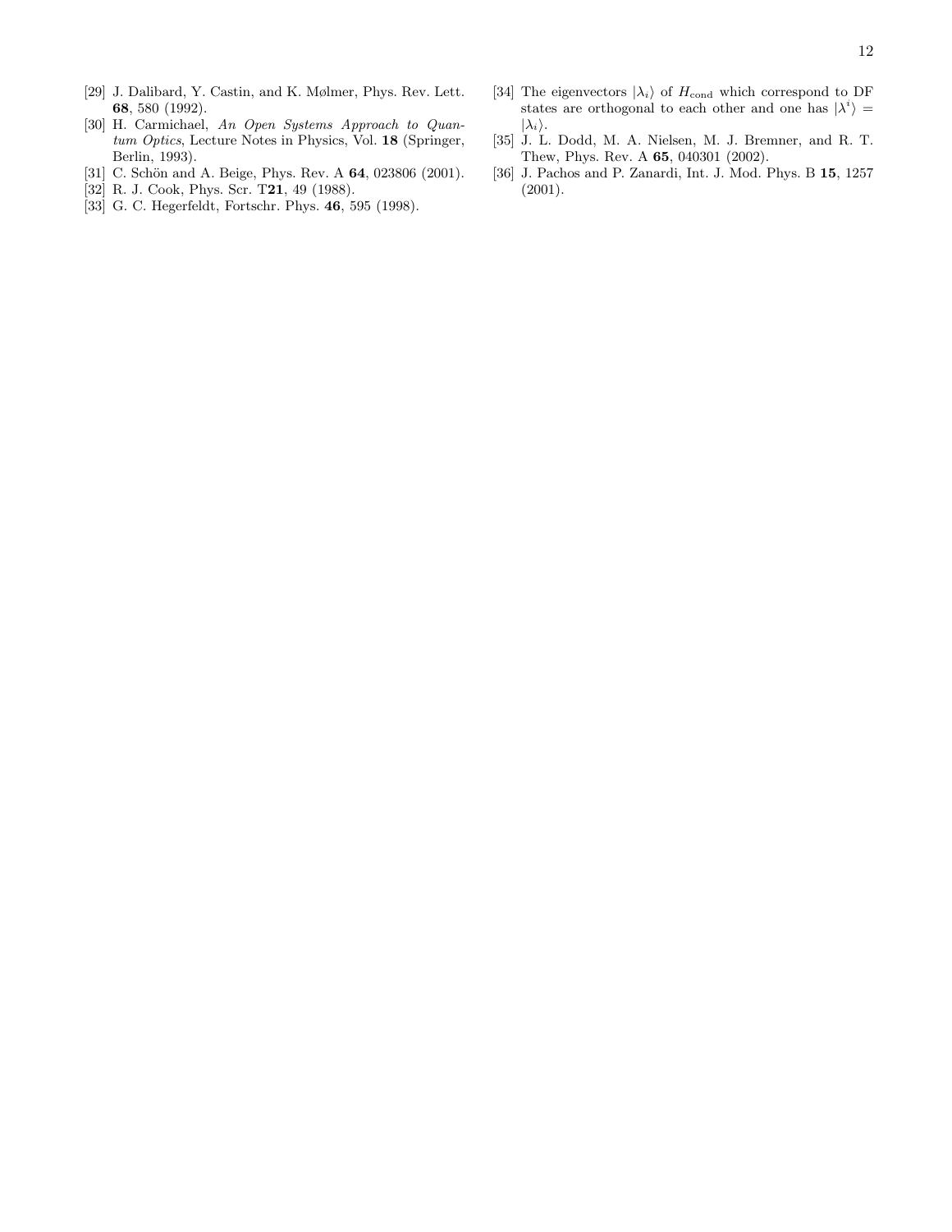[29] J. Dalibard, Y. Castin, and K. Mølmer, Phys. Rev. Lett. **68**, 580 (1992).

[30] H. Carmichael, *An Open Systems Approach to Quantum Optics*, Lecture Notes in Physics, Vol. **18** (Springer, Berlin, 1993).

[31] C. Schön and A. Beige, Phys. Rev. A **64**, 023806 (2001).

[32] R. J. Cook, Phys. Scr. T**21**, 49 (1988).

[33] G. C. Hegerfeldt, Fortschr. Phys. **46**, 595 (1998).

[34] The eigenvectors $|\lambda_i\rangle$ of $H_{\rm cond}$ which correspond to DF states are orthogonal to each other and one has $|\lambda^i\rangle = |\lambda_i\rangle$.

[35] J. L. Dodd, M. A. Nielsen, M. J. Bremner, and R. T. Thew, Phys. Rev. A **65**, 040301 (2002).

[36] J. Pachos and P. Zanardi, Int. J. Mod. Phys. B **15**, 1257 (2001).